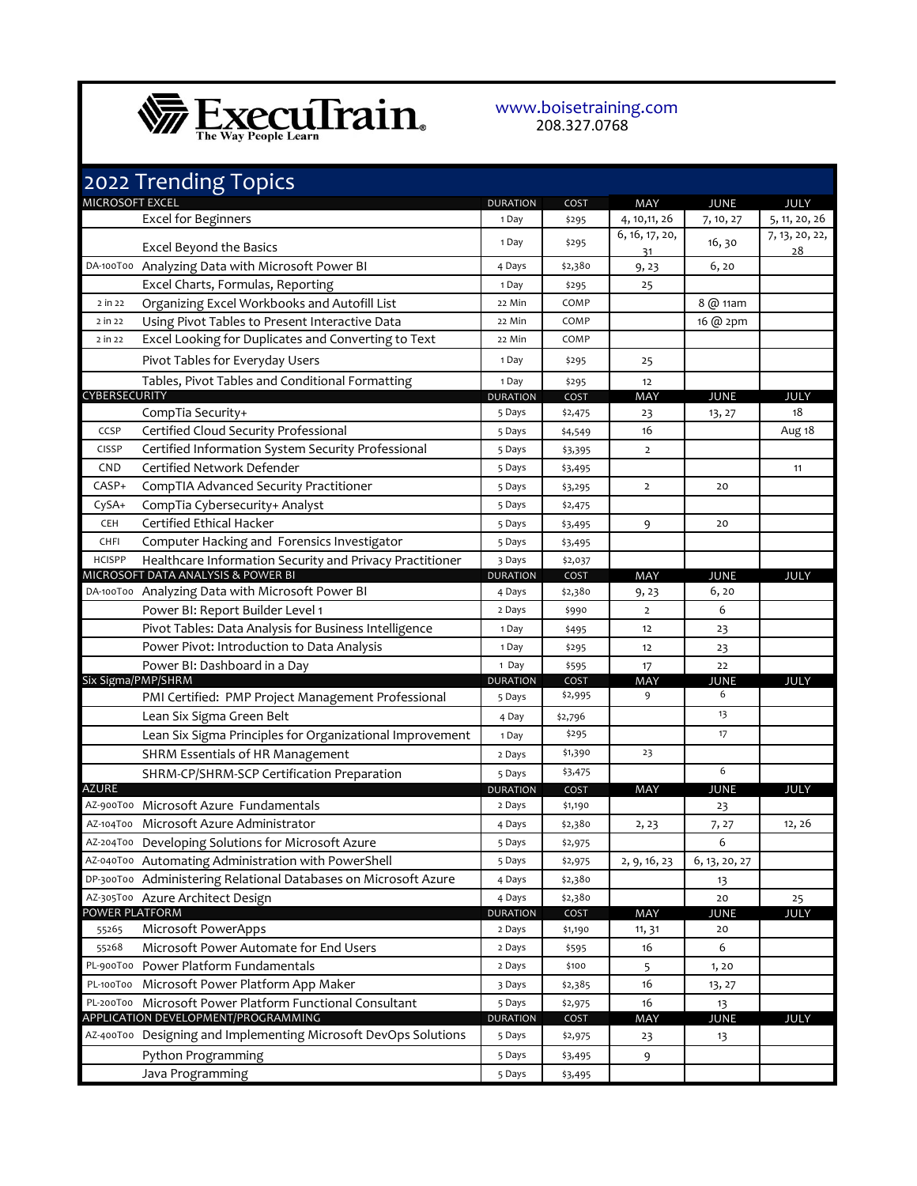# ExecuTrain

The Way People Learn

www.boisetraining.com
208.327.0768

## 2022 Trending Topics

| MICROSOFT EXCEL | | DURATION | COST | MAY | JUNE | JULY |
|---|---|---|---|---|---|---|
| | Excel for Beginners | 1 Day | $295 | 4, 10,11, 26 | 7, 10, 27 | 5, 11, 20, 26 |
| | Excel Beyond the Basics | 1 Day | $295 | 6, 16, 17, 20, 31 | 16, 30 | 7, 13, 20, 22, 28 |
| DA-100T00 | Analyzing Data with Microsoft Power BI | 4 Days | $2,380 | 9, 23 | 6, 20 | |
| | Excel Charts, Formulas, Reporting | 1 Day | $295 | 25 | | |
| 2 in 22 | Organizing Excel Workbooks and Autofill List | 22 Min | COMP | | 8 @ 11am | |
| 2 in 22 | Using Pivot Tables to Present Interactive Data | 22 Min | COMP | | 16 @ 2pm | |
| 2 in 22 | Excel Looking for Duplicates and Converting to Text | 22 Min | COMP | | | |
| | Pivot Tables for Everyday Users | 1 Day | $295 | 25 | | |
| | Tables, Pivot Tables and Conditional Formatting | 1 Day | $295 | 12 | | |
| **CYBERSECURITY** | | **DURATION** | **COST** | **MAY** | **JUNE** | **JULY** |
| | CompTia Security+ | 5 Days | $2,475 | 23 | 13, 27 | 18 |
| CCSP | Certified Cloud Security Professional | 5 Days | $4,549 | 16 | | Aug 18 |
| CISSP | Certified Information System Security Professional | 5 Days | $3,395 | 2 | | |
| CND | Certified Network Defender | 5 Days | $3,495 | | | 11 |
| CASP+ | CompTIA Advanced Security Practitioner | 5 Days | $3,295 | 2 | 20 | |
| CySA+ | CompTia Cybersecurity+ Analyst | 5 Days | $2,475 | | | |
| CEH | Certified Ethical Hacker | 5 Days | $3,495 | 9 | 20 | |
| CHFI | Computer Hacking and Forensics Investigator | 5 Days | $3,495 | | | |
| HCISPP | Healthcare Information Security and Privacy Practitioner | 3 Days | $2,037 | | | |
| **MICROSOFT DATA ANALYSIS & POWER BI** | | **DURATION** | **COST** | **MAY** | **JUNE** | **JULY** |
| DA-100T00 | Analyzing Data with Microsoft Power BI | 4 Days | $2,380 | 9, 23 | 6, 20 | |
| | Power BI: Report Builder Level 1 | 2 Days | $990 | 2 | 6 | |
| | Pivot Tables: Data Analysis for Business Intelligence | 1 Day | $495 | 12 | 23 | |
| | Power Pivot: Introduction to Data Analysis | 1 Day | $295 | 12 | 23 | |
| | Power BI: Dashboard in a Day | 1 Day | $595 | 17 | 22 | |
| **Six Sigma/PMP/SHRM** | | **DURATION** | **COST** | **MAY** | **JUNE** | **JULY** |
| | PMI Certified: PMP Project Management Professional | 5 Days | $2,995 | 9 | 6 | |
| | Lean Six Sigma Green Belt | 4 Day | $2,796 | | 13 | |
| | Lean Six Sigma Principles for Organizational Improvement | 1 Day | $295 | | 17 | |
| | SHRM Essentials of HR Management | 2 Days | $1,390 | 23 | | |
| | SHRM-CP/SHRM-SCP Certification Preparation | 5 Days | $3,475 | | 6 | |
| **AZURE** | | **DURATION** | **COST** | **MAY** | **JUNE** | **JULY** |
| AZ-900T00 | Microsoft Azure Fundamentals | 2 Days | $1,190 | | 23 | |
| AZ-104T00 | Microsoft Azure Administrator | 4 Days | $2,380 | 2, 23 | 7, 27 | 12, 26 |
| AZ-204T00 | Developing Solutions for Microsoft Azure | 5 Days | $2,975 | | 6 | |
| AZ-040T00 | Automating Administration with PowerShell | 5 Days | $2,975 | 2, 9, 16, 23 | 6, 13, 20, 27 | |
| DP-300T00 | Administering Relational Databases on Microsoft Azure | 4 Days | $2,380 | | 13 | |
| AZ-305T00 | Azure Architect Design | 4 Days | $2,380 | | 20 | 25 |
| **POWER PLATFORM** | | **DURATION** | **COST** | **MAY** | **JUNE** | **JULY** |
| 55265 | Microsoft PowerApps | 2 Days | $1,190 | 11, 31 | 20 | |
| 55268 | Microsoft Power Automate for End Users | 2 Days | $595 | 16 | 6 | |
| PL-900T00 | Power Platform Fundamentals | 2 Days | $100 | 5 | 1, 20 | |
| PL-100T00 | Microsoft Power Platform App Maker | 3 Days | $2,385 | 16 | 13, 27 | |
| PL-200T00 | Microsoft Power Platform Functional Consultant | 5 Days | $2,975 | 16 | 13 | |
| **APPLICATION DEVELOPMENT/PROGRAMMING** | | **DURATION** | **COST** | **MAY** | **JUNE** | **JULY** |
| AZ-400T00 | Designing and Implementing Microsoft DevOps Solutions | 5 Days | $2,975 | 23 | 13 | |
| | Python Programming | 5 Days | $3,495 | 9 | | |
| | Java Programming | 5 Days | $3,495 | | | |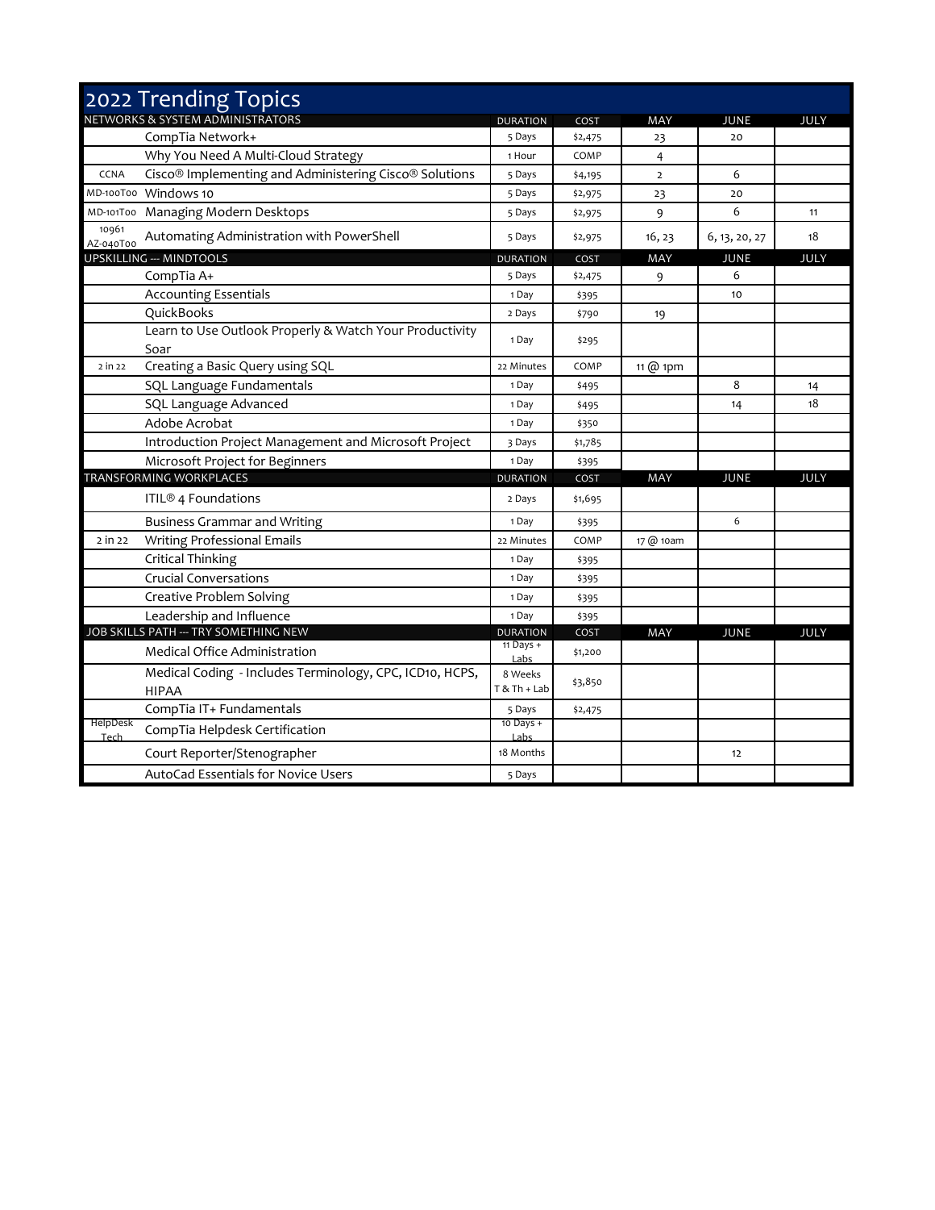# 2022 Trending Topics

| | NETWORKS & SYSTEM ADMINISTRATORS | DURATION | COST | MAY | JUNE | JULY |
|---|---|---|---|---|---|---|
| | CompTia Network+ | 5 Days | $2,475 | 23 | 20 | |
| | Why You Need A Multi-Cloud Strategy | 1 Hour | COMP | 4 | | |
| CCNA | Cisco® Implementing and Administering Cisco® Solutions | 5 Days | $4,195 | 2 | 6 | |
| MD-100T00 | Windows 10 | 5 Days | $2,975 | 23 | 20 | |
| MD-101T00 | Managing Modern Desktops | 5 Days | $2,975 | 9 | 6 | 11 |
| 10961 AZ-040T00 | Automating Administration with PowerShell | 5 Days | $2,975 | 16, 23 | 6, 13, 20, 27 | 18 |
| | **UPSKILLING --- MINDTOOLS** | **DURATION** | **COST** | **MAY** | **JUNE** | **JULY** |
| | CompTia A+ | 5 Days | $2,475 | 9 | 6 | |
| | Accounting Essentials | 1 Day | $395 | | 10 | |
| | QuickBooks | 2 Days | $790 | 19 | | |
| | Learn to Use Outlook Properly & Watch Your Productivity Soar | 1 Day | $295 | | | |
| 2 in 22 | Creating a Basic Query using SQL | 22 Minutes | COMP | 11 @ 1pm | | |
| | SQL Language Fundamentals | 1 Day | $495 | | 8 | 14 |
| | SQL Language Advanced | 1 Day | $495 | | 14 | 18 |
| | Adobe Acrobat | 1 Day | $350 | | | |
| | Introduction Project Management and Microsoft Project | 3 Days | $1,785 | | | |
| | Microsoft Project for Beginners | 1 Day | $395 | | | |
| | **TRANSFORMING WORKPLACES** | **DURATION** | **COST** | **MAY** | **JUNE** | **JULY** |
| | ITIL® 4 Foundations | 2 Days | $1,695 | | | |
| | Business Grammar and Writing | 1 Day | $395 | | 6 | |
| 2 in 22 | Writing Professional Emails | 22 Minutes | COMP | 17 @ 10am | | |
| | Critical Thinking | 1 Day | $395 | | | |
| | Crucial Conversations | 1 Day | $395 | | | |
| | Creative Problem Solving | 1 Day | $395 | | | |
| | Leadership and Influence | 1 Day | $395 | | | |
| | **JOB SKILLS PATH --- TRY SOMETHING NEW** | **DURATION** | **COST** | **MAY** | **JUNE** | **JULY** |
| | Medical Office Administration | 11 Days + Labs | $1,200 | | | |
| | Medical Coding - Includes Terminology, CPC, ICD10, HCPS, HIPAA | 8 Weeks T & Th + Lab | $3,850 | | | |
| | CompTia IT+ Fundamentals | 5 Days | $2,475 | | | |
| HelpDesk Tech | CompTia Helpdesk Certification | 10 Days + Labs | | | | |
| | Court Reporter/Stenographer | 18 Months | | | 12 | |
| | AutoCad Essentials for Novice Users | 5 Days | | | | |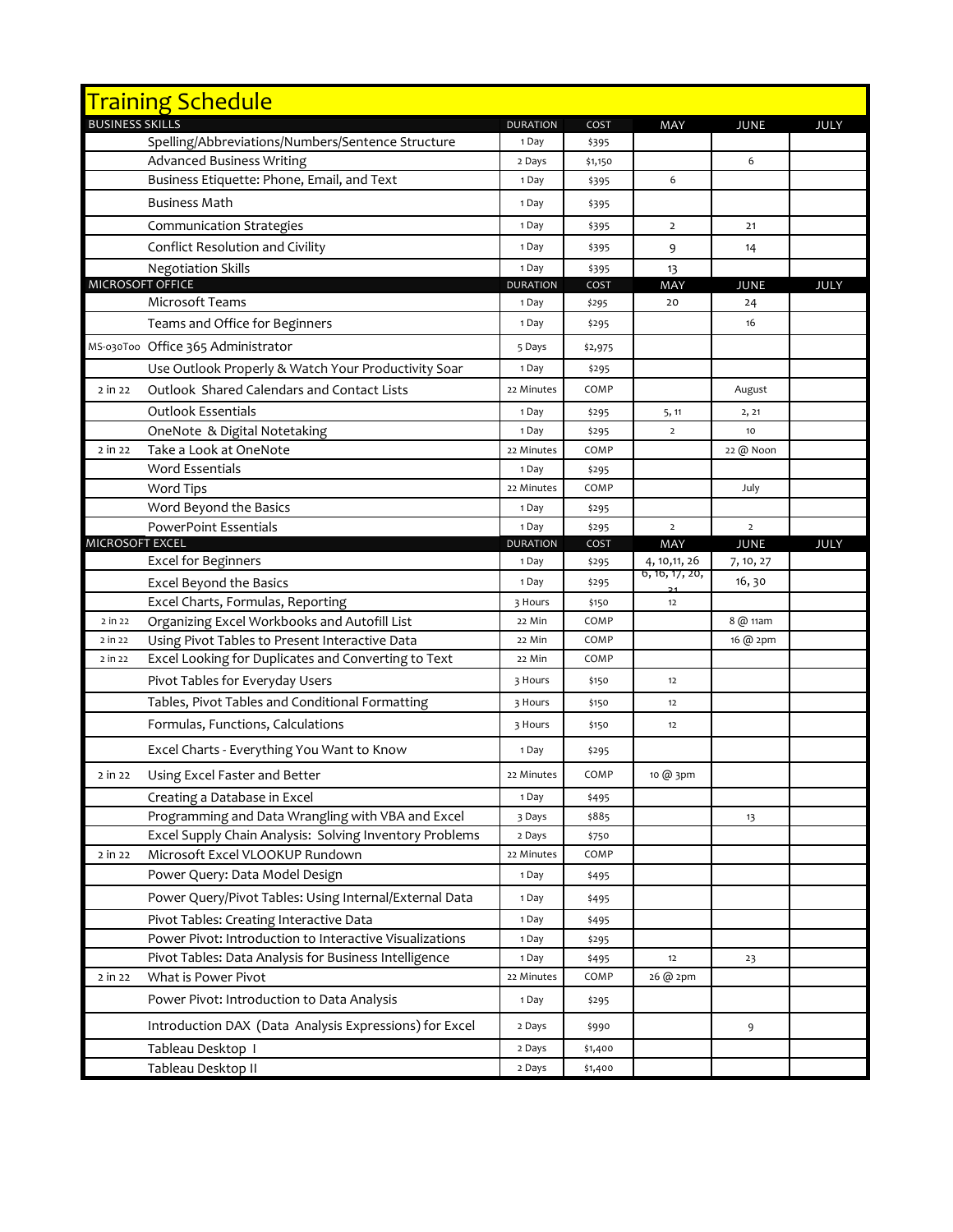# Training Schedule

| BUSINESS SKILLS | | DURATION | COST | MAY | JUNE | JULY |
|---|---|---|---|---|---|---|
| | Spelling/Abbreviations/Numbers/Sentence Structure | 1 Day | $395 | | | |
| | Advanced Business Writing | 2 Days | $1,150 | | 6 | |
| | Business Etiquette: Phone, Email, and Text | 1 Day | $395 | 6 | | |
| | Business Math | 1 Day | $395 | | | |
| | Communication Strategies | 1 Day | $395 | 2 | 21 | |
| | Conflict Resolution and Civility | 1 Day | $395 | 9 | 14 | |
| | Negotiation Skills | 1 Day | $395 | 13 | | |
| **MICROSOFT OFFICE** | | **DURATION** | **COST** | **MAY** | **JUNE** | **JULY** |
| | Microsoft Teams | 1 Day | $295 | 20 | 24 | |
| | Teams and Office for Beginners | 1 Day | $295 | | 16 | |
| MS-030T00 | Office 365 Administrator | 5 Days | $2,975 | | | |
| | Use Outlook Properly & Watch Your Productivity Soar | 1 Day | $295 | | | |
| 2 in 22 | Outlook Shared Calendars and Contact Lists | 22 Minutes | COMP | | August | |
| | Outlook Essentials | 1 Day | $295 | 5, 11 | 2, 21 | |
| | OneNote & Digital Notetaking | 1 Day | $295 | 2 | 10 | |
| 2 in 22 | Take a Look at OneNote | 22 Minutes | COMP | | 22 @ Noon | |
| | Word Essentials | 1 Day | $295 | | | |
| | Word Tips | 22 Minutes | COMP | | July | |
| | Word Beyond the Basics | 1 Day | $295 | | | |
| | PowerPoint Essentials | 1 Day | $295 | 2 | 2 | |
| **MICROSOFT EXCEL** | | **DURATION** | **COST** | **MAY** | **JUNE** | **JULY** |
| | Excel for Beginners | 1 Day | $295 | 4, 10,11, 26 | 7, 10, 27 | |
| | Excel Beyond the Basics | 1 Day | $295 | 6, 16, 17, 20, 21 | 16, 30 | |
| | Excel Charts, Formulas, Reporting | 3 Hours | $150 | 12 | | |
| 2 in 22 | Organizing Excel Workbooks and Autofill List | 22 Min | COMP | | 8 @ 11am | |
| 2 in 22 | Using Pivot Tables to Present Interactive Data | 22 Min | COMP | | 16 @ 2pm | |
| 2 in 22 | Excel Looking for Duplicates and Converting to Text | 22 Min | COMP | | | |
| | Pivot Tables for Everyday Users | 3 Hours | $150 | 12 | | |
| | Tables, Pivot Tables and Conditional Formatting | 3 Hours | $150 | 12 | | |
| | Formulas, Functions, Calculations | 3 Hours | $150 | 12 | | |
| | Excel Charts - Everything You Want to Know | 1 Day | $295 | | | |
| 2 in 22 | Using Excel Faster and Better | 22 Minutes | COMP | 10 @ 3pm | | |
| | Creating a Database in Excel | 1 Day | $495 | | | |
| | Programming and Data Wrangling with VBA and Excel | 3 Days | $885 | | 13 | |
| | Excel Supply Chain Analysis: Solving Inventory Problems | 2 Days | $750 | | | |
| 2 in 22 | Microsoft Excel VLOOKUP Rundown | 22 Minutes | COMP | | | |
| | Power Query: Data Model Design | 1 Day | $495 | | | |
| | Power Query/Pivot Tables: Using Internal/External Data | 1 Day | $495 | | | |
| | Pivot Tables: Creating Interactive Data | 1 Day | $495 | | | |
| | Power Pivot: Introduction to Interactive Visualizations | 1 Day | $295 | | | |
| | Pivot Tables: Data Analysis for Business Intelligence | 1 Day | $495 | 12 | 23 | |
| 2 in 22 | What is Power Pivot | 22 Minutes | COMP | 26 @ 2pm | | |
| | Power Pivot: Introduction to Data Analysis | 1 Day | $295 | | | |
| | Introduction DAX (Data Analysis Expressions) for Excel | 2 Days | $990 | | 9 | |
| | Tableau Desktop I | 2 Days | $1,400 | | | |
| | Tableau Desktop II | 2 Days | $1,400 | | | |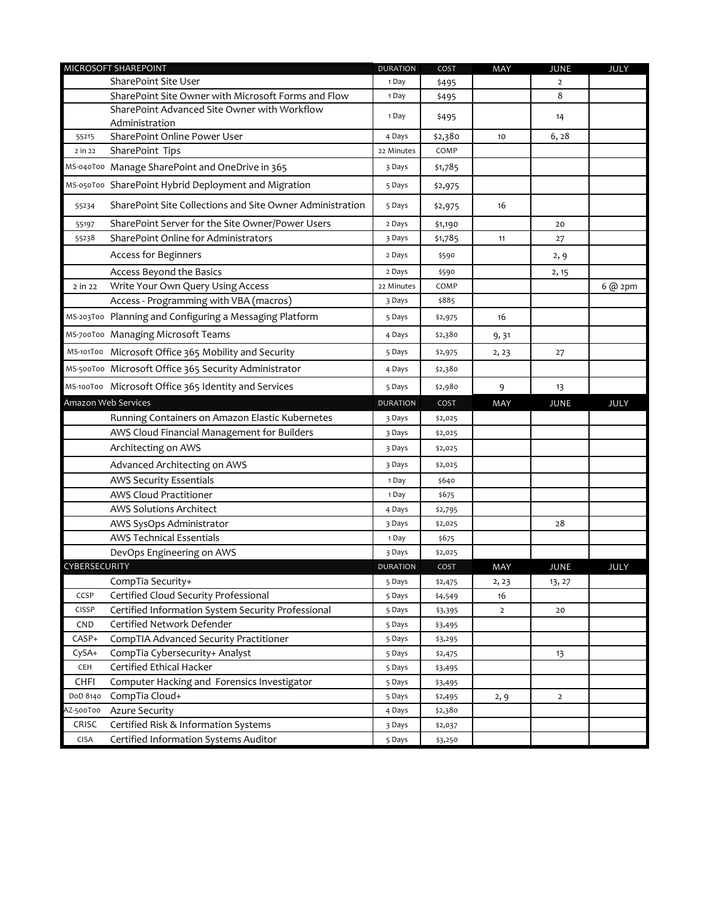| MICROSOFT SHAREPOINT | | DURATION | COST | MAY | JUNE | JULY |
|---|---|---|---|---|---|---|
| | SharePoint Site User | 1 Day | $495 | | 2 | |
| | SharePoint Site Owner with Microsoft Forms and Flow | 1 Day | $495 | | 8 | |
| | SharePoint Advanced Site Owner with Workflow Administration | 1 Day | $495 | | 14 | |
| 55215 | SharePoint Online Power User | 4 Days | $2,380 | 10 | 6, 28 | |
| 2 in 22 | SharePoint Tips | 22 Minutes | COMP | | | |
| MS-040T00 | Manage SharePoint and OneDrive in 365 | 3 Days | $1,785 | | | |
| MS-050T00 | SharePoint Hybrid Deployment and Migration | 5 Days | $2,975 | | | |
| 55234 | SharePoint Site Collections and Site Owner Administration | 5 Days | $2,975 | 16 | | |
| 55197 | SharePoint Server for the Site Owner/Power Users | 2 Days | $1,190 | | 20 | |
| 55238 | SharePoint Online for Administrators | 3 Days | $1,785 | 11 | 27 | |
| | Access for Beginners | 2 Days | $590 | | 2, 9 | |
| | Access Beyond the Basics | 2 Days | $590 | | 2, 15 | |
| 2 in 22 | Write Your Own Query Using Access | 22 Minutes | COMP | | | 6 @ 2pm |
| | Access - Programming with VBA (macros) | 3 Days | $885 | | | |
| MS-203T00 | Planning and Configuring a Messaging Platform | 5 Days | $2,975 | 16 | | |
| MS-700T00 | Managing Microsoft Teams | 4 Days | $2,380 | 9, 31 | | |
| MS-101T00 | Microsoft Office 365 Mobility and Security | 5 Days | $2,975 | 2, 23 | 27 | |
| MS-500T00 | Microsoft Office 365 Security Administrator | 4 Days | $2,380 | | | |
| MS-100T00 | Microsoft Office 365 Identity and Services | 5 Days | $2,980 | 9 | 13 | |
| **Amazon Web Services** | | **DURATION** | **COST** | **MAY** | **JUNE** | **JULY** |
| | Running Containers on Amazon Elastic Kubernetes | 3 Days | $2,025 | | | |
| | AWS Cloud Financial Management for Builders | 3 Days | $2,025 | | | |
| | Architecting on AWS | 3 Days | $2,025 | | | |
| | Advanced Architecting on AWS | 3 Days | $2,025 | | | |
| | AWS Security Essentials | 1 Day | $640 | | | |
| | AWS Cloud Practitioner | 1 Day | $675 | | | |
| | AWS Solutions Architect | 4 Days | $2,795 | | | |
| | AWS SysOps Administrator | 3 Days | $2,025 | | 28 | |
| | AWS Technical Essentials | 1 Day | $675 | | | |
| | DevOps Engineering on AWS | 3 Days | $2,025 | | | |
| **CYBERSECURITY** | | **DURATION** | **COST** | **MAY** | **JUNE** | **JULY** |
| | CompTia Security+ | 5 Days | $2,475 | 2, 23 | 13, 27 | |
| CCSP | Certified Cloud Security Professional | 5 Days | $4,549 | 16 | | |
| CISSP | Certified Information System Security Professional | 5 Days | $3,395 | 2 | 20 | |
| CND | Certified Network Defender | 5 Days | $3,495 | | | |
| CASP+ | CompTIA Advanced Security Practitioner | 5 Days | $3,295 | | | |
| CySA+ | CompTia Cybersecurity+ Analyst | 5 Days | $2,475 | | 13 | |
| CEH | Certified Ethical Hacker | 5 Days | $3,495 | | | |
| CHFI | Computer Hacking and Forensics Investigator | 5 Days | $3,495 | | | |
| DoD 8140 | CompTia Cloud+ | 5 Days | $2,495 | 2, 9 | 2 | |
| AZ-500T00 | Azure Security | 4 Days | $2,380 | | | |
| CRISC | Certified Risk & Information Systems | 3 Days | $2,037 | | | |
| CISA | Certified Information Systems Auditor | 5 Days | $3,250 | | | |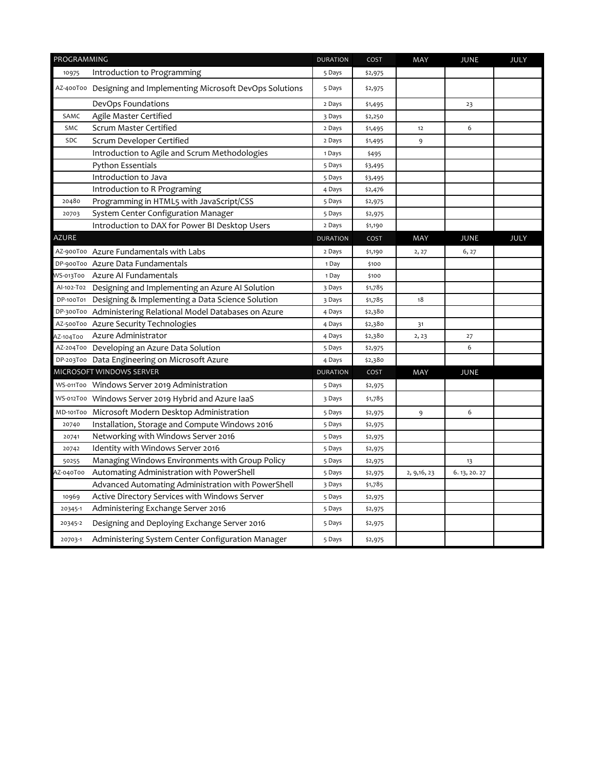| PROGRAMMING | | DURATION | COST | MAY | JUNE | JULY |
|---|---|---|---|---|---|---|
| 10975 | Introduction to Programming | 5 Days | $2,975 | | | |
| AZ-400T00 | Designing and Implementing Microsoft DevOps Solutions | 5 Days | $2,975 | | | |
| | DevOps Foundations | 2 Days | $1,495 | | 23 | |
| SAMC | Agile Master Certified | 3 Days | $2,250 | | | |
| SMC | Scrum Master Certified | 2 Days | $1,495 | 12 | 6 | |
| SDC | Scrum Developer Certified | 2 Days | $1,495 | 9 | | |
| | Introduction to Agile and Scrum Methodologies | 1 Days | $495 | | | |
| | Python Essentials | 5 Days | $3,495 | | | |
| | Introduction to Java | 5 Days | $3,495 | | | |
| | Introduction to R Programing | 4 Days | $2,476 | | | |
| 20480 | Programming in HTML5 with JavaScript/CSS | 5 Days | $2,975 | | | |
| 20703 | System Center Configuration Manager | 5 Days | $2,975 | | | |
| | Introduction to DAX for Power BI Desktop Users | 2 Days | $1,190 | | | |
| **AZURE** | | **DURATION** | **COST** | **MAY** | **JUNE** | **JULY** |
| AZ-900T00 | Azure Fundamentals with Labs | 2 Days | $1,190 | 2, 27 | 6, 27 | |
| DP-900T00 | Azure Data Fundamentals | 1 Day | $100 | | | |
| WS-013T00 | Azure AI Fundamentals | 1 Day | $100 | | | |
| AI-102-T02 | Designing and Implementing an Azure AI Solution | 3 Days | $1,785 | | | |
| DP-100T01 | Designing & Implementing a Data Science Solution | 3 Days | $1,785 | 18 | | |
| DP-300T00 | Administering Relational Model Databases on Azure | 4 Days | $2,380 | | | |
| AZ-500T00 | Azure Security Technologies | 4 Days | $2,380 | 31 | | |
| AZ-104T00 | Azure Administrator | 4 Days | $2,380 | 2, 23 | 27 | |
| AZ-204T00 | Developing an Azure Data Solution | 5 Days | $2,975 | | 6 | |
| DP-203T00 | Data Engineering on Microsoft Azure | 4 Days | $2,380 | | | |
| **MICROSOFT WINDOWS SERVER** | | **DURATION** | **COST** | **MAY** | **JUNE** | |
| WS-011T00 | Windows Server 2019 Administration | 5 Days | $2,975 | | | |
| WS-012T00 | Windows Server 2019 Hybrid and Azure IaaS | 3 Days | $1,785 | | | |
| MD-101T00 | Microsoft Modern Desktop Administration | 5 Days | $2,975 | 9 | 6 | |
| 20740 | Installation, Storage and Compute Windows 2016 | 5 Days | $2,975 | | | |
| 20741 | Networking with Windows Server 2016 | 5 Days | $2,975 | | | |
| 20742 | Identity with Windows Server 2016 | 5 Days | $2,975 | | | |
| 50255 | Managing Windows Environments with Group Policy | 5 Days | $2,975 | | 13 | |
| AZ-040T00 | Automating Administration with PowerShell | 5 Days | $2,975 | 2, 9,16, 23 | 6. 13, 20. 27 | |
| | Advanced Automating Administration with PowerShell | 3 Days | $1,785 | | | |
| 10969 | Active Directory Services with Windows Server | 5 Days | $2,975 | | | |
| 20345-1 | Administering Exchange Server 2016 | 5 Days | $2,975 | | | |
| 20345-2 | Designing and Deploying Exchange Server 2016 | 5 Days | $2,975 | | | |
| 20703-1 | Administering System Center Configuration Manager | 5 Days | $2,975 | | | |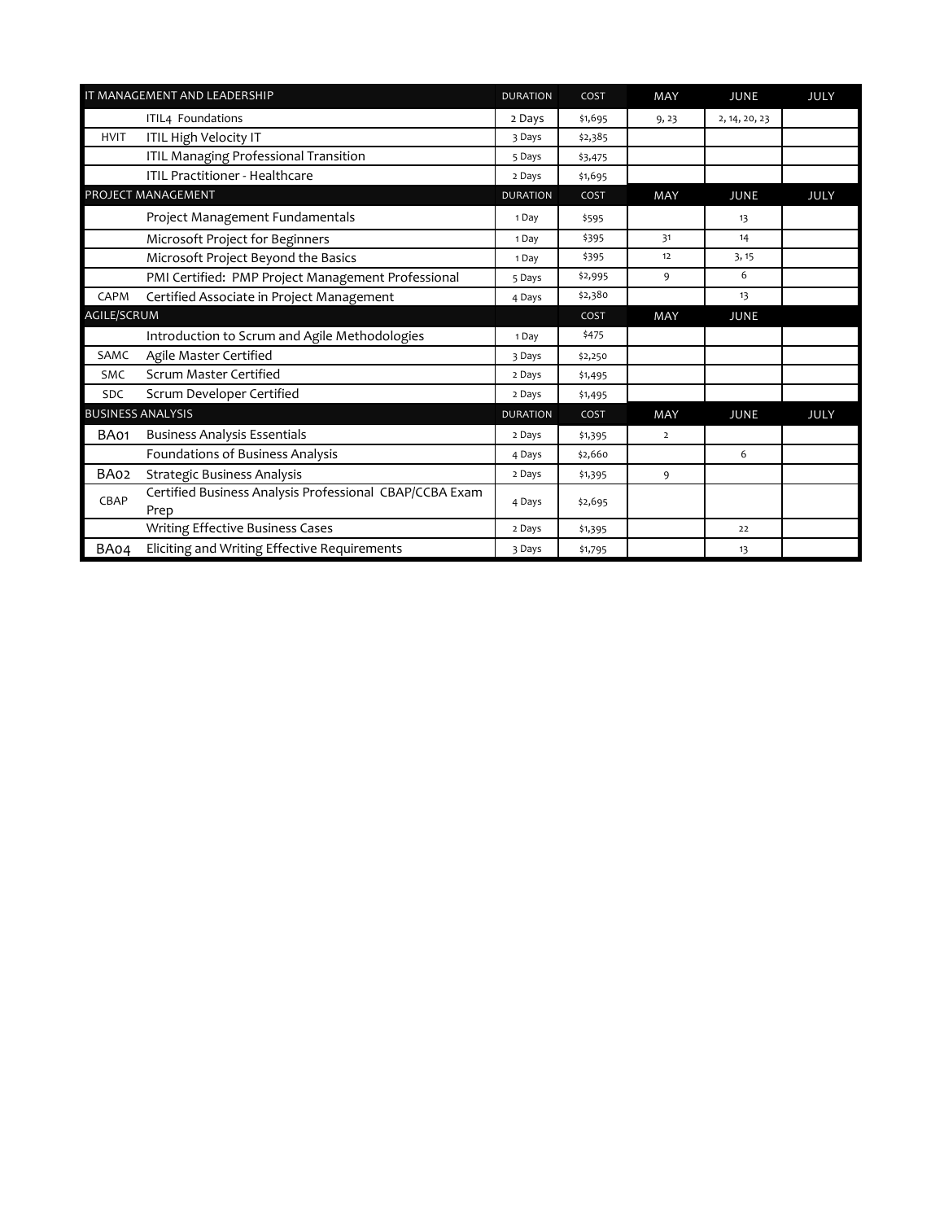| IT MANAGEMENT AND LEADERSHIP | | DURATION | COST | MAY | JUNE | JULY |
|---|---|---|---|---|---|---|
| | ITIL4 Foundations | 2 Days | $1,695 | 9, 23 | 2, 14, 20, 23 | |
| HVIT | ITIL High Velocity IT | 3 Days | $2,385 | | | |
| | ITIL Managing Professional Transition | 5 Days | $3,475 | | | |
| | ITIL Practitioner - Healthcare | 2 Days | $1,695 | | | |
| PROJECT MANAGEMENT | | DURATION | COST | MAY | JUNE | JULY |
| | Project Management Fundamentals | 1 Day | $595 | | 13 | |
| | Microsoft Project for Beginners | 1 Day | $395 | 31 | 14 | |
| | Microsoft Project Beyond the Basics | 1 Day | $395 | 12 | 3, 15 | |
| | PMI Certified: PMP Project Management Professional | 5 Days | $2,995 | 9 | 6 | |
| CAPM | Certified Associate in Project Management | 4 Days | $2,380 | | 13 | |
| AGILE/SCRUM | | | COST | MAY | JUNE | |
| | Introduction to Scrum and Agile Methodologies | 1 Day | $475 | | | |
| SAMC | Agile Master Certified | 3 Days | $2,250 | | | |
| SMC | Scrum Master Certified | 2 Days | $1,495 | | | |
| SDC | Scrum Developer Certified | 2 Days | $1,495 | | | |
| BUSINESS ANALYSIS | | DURATION | COST | MAY | JUNE | JULY |
| BA01 | Business Analysis Essentials | 2 Days | $1,395 | 2 | | |
| | Foundations of Business Analysis | 4 Days | $2,660 | | 6 | |
| BA02 | Strategic Business Analysis | 2 Days | $1,395 | 9 | | |
| CBAP | Certified Business Analysis Professional CBAP/CCBA Exam Prep | 4 Days | $2,695 | | | |
| | Writing Effective Business Cases | 2 Days | $1,395 | | 22 | |
| BA04 | Eliciting and Writing Effective Requirements | 3 Days | $1,795 | | 13 | |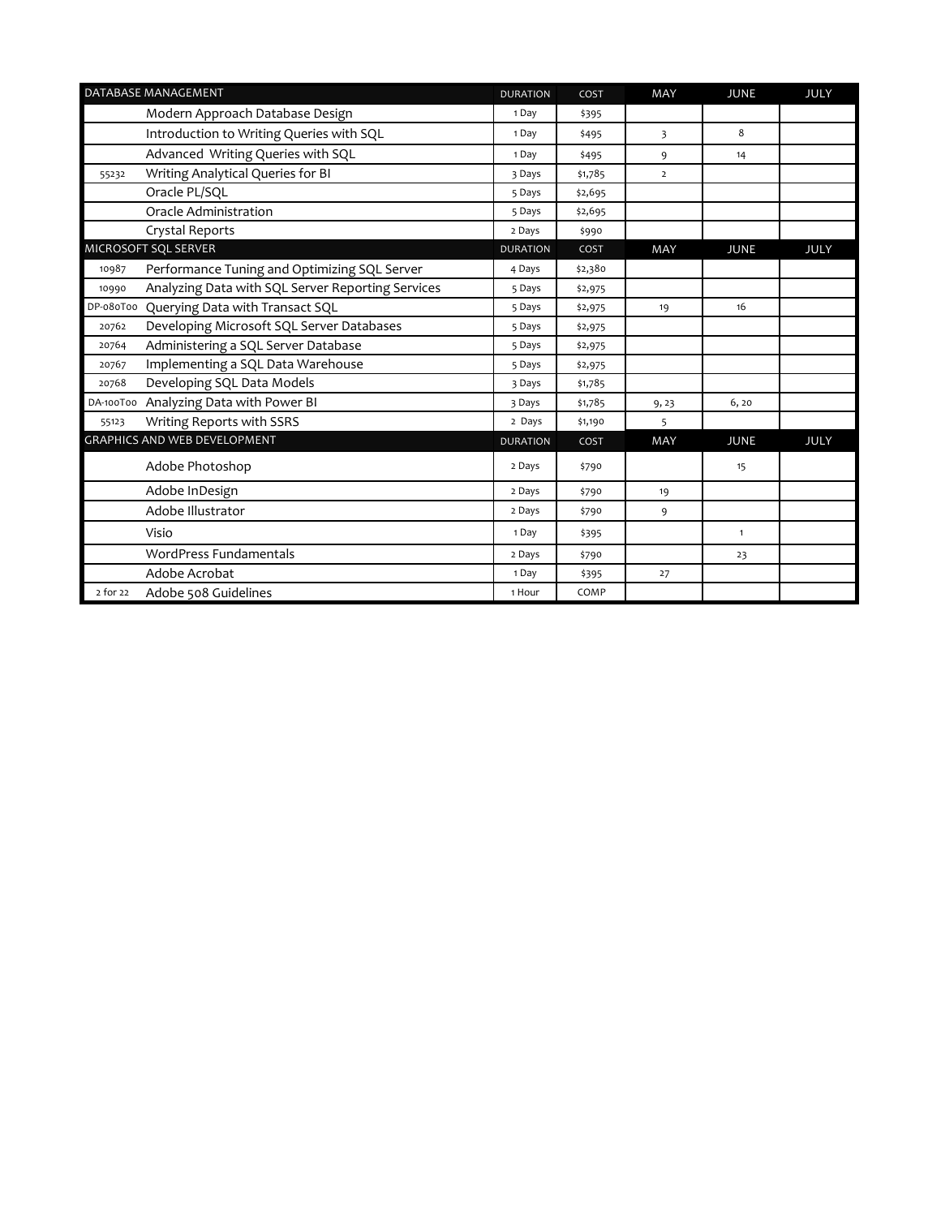| | DATABASE MANAGEMENT | DURATION | COST | MAY | JUNE | JULY |
|---|---|---|---|---|---|---|
| | Modern Approach Database Design | 1 Day | $395 | | | |
| | Introduction to Writing Queries with SQL | 1 Day | $495 | 3 | 8 | |
| | Advanced Writing Queries with SQL | 1 Day | $495 | 9 | 14 | |
| 55232 | Writing Analytical Queries for BI | 3 Days | $1,785 | 2 | | |
| | Oracle PL/SQL | 5 Days | $2,695 | | | |
| | Oracle Administration | 5 Days | $2,695 | | | |
| | Crystal Reports | 2 Days | $990 | | | |
| | **MICROSOFT SQL SERVER** | **DURATION** | **COST** | **MAY** | **JUNE** | **JULY** |
| 10987 | Performance Tuning and Optimizing SQL Server | 4 Days | $2,380 | | | |
| 10990 | Analyzing Data with SQL Server Reporting Services | 5 Days | $2,975 | | | |
| DP-080T00 | Querying Data with Transact SQL | 5 Days | $2,975 | 19 | 16 | |
| 20762 | Developing Microsoft SQL Server Databases | 5 Days | $2,975 | | | |
| 20764 | Administering a SQL Server Database | 5 Days | $2,975 | | | |
| 20767 | Implementing a SQL Data Warehouse | 5 Days | $2,975 | | | |
| 20768 | Developing SQL Data Models | 3 Days | $1,785 | | | |
| DA-100T00 | Analyzing Data with Power BI | 3 Days | $1,785 | 9, 23 | 6, 20 | |
| 55123 | Writing Reports with SSRS | 2 Days | $1,190 | 5 | | |
| | **GRAPHICS AND WEB DEVELOPMENT** | **DURATION** | **COST** | **MAY** | **JUNE** | **JULY** |
| | Adobe Photoshop | 2 Days | $790 | | 15 | |
| | Adobe InDesign | 2 Days | $790 | 19 | | |
| | Adobe Illustrator | 2 Days | $790 | 9 | | |
| | Visio | 1 Day | $395 | | 1 | |
| | WordPress Fundamentals | 2 Days | $790 | | 23 | |
| | Adobe Acrobat | 1 Day | $395 | 27 | | |
| 2 for 22 | Adobe 508 Guidelines | 1 Hour | COMP | | | |